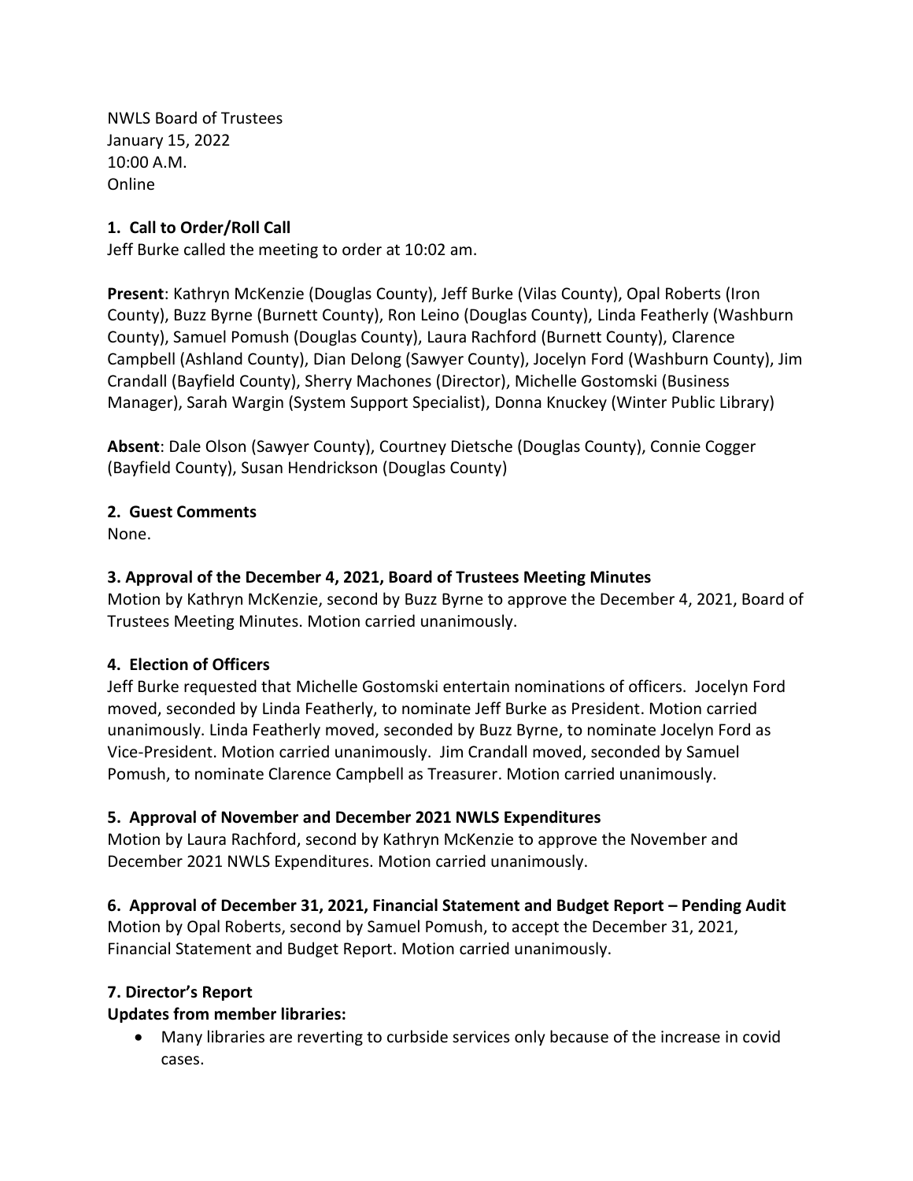NWLS Board of Trustees
January 15, 2022
10:00 A.M.
Online

**1. Call to Order/Roll Call**

Jeff Burke called the meeting to order at 10:02 am.

**Present**: Kathryn McKenzie (Douglas County), Jeff Burke (Vilas County), Opal Roberts (Iron County), Buzz Byrne (Burnett County), Ron Leino (Douglas County), Linda Featherly (Washburn County), Samuel Pomush (Douglas County), Laura Rachford (Burnett County), Clarence Campbell (Ashland County), Dian Delong (Sawyer County), Jocelyn Ford (Washburn County), Jim Crandall (Bayfield County), Sherry Machones (Director), Michelle Gostomski (Business Manager), Sarah Wargin (System Support Specialist), Donna Knuckey (Winter Public Library)

**Absent**: Dale Olson (Sawyer County), Courtney Dietsche (Douglas County), Connie Cogger (Bayfield County), Susan Hendrickson (Douglas County)

**2. Guest Comments**

None.

**3. Approval of the December 4, 2021, Board of Trustees Meeting Minutes**

Motion by Kathryn McKenzie, second by Buzz Byrne to approve the December 4, 2021, Board of Trustees Meeting Minutes. Motion carried unanimously.

**4. Election of Officers**

Jeff Burke requested that Michelle Gostomski entertain nominations of officers. Jocelyn Ford moved, seconded by Linda Featherly, to nominate Jeff Burke as President. Motion carried unanimously. Linda Featherly moved, seconded by Buzz Byrne, to nominate Jocelyn Ford as Vice-President. Motion carried unanimously. Jim Crandall moved, seconded by Samuel Pomush, to nominate Clarence Campbell as Treasurer. Motion carried unanimously.

**5. Approval of November and December 2021 NWLS Expenditures**

Motion by Laura Rachford, second by Kathryn McKenzie to approve the November and December 2021 NWLS Expenditures. Motion carried unanimously.

**6. Approval of December 31, 2021, Financial Statement and Budget Report – Pending Audit**

Motion by Opal Roberts, second by Samuel Pomush, to accept the December 31, 2021, Financial Statement and Budget Report. Motion carried unanimously.

**7. Director's Report**

**Updates from member libraries:**

- Many libraries are reverting to curbside services only because of the increase in covid cases.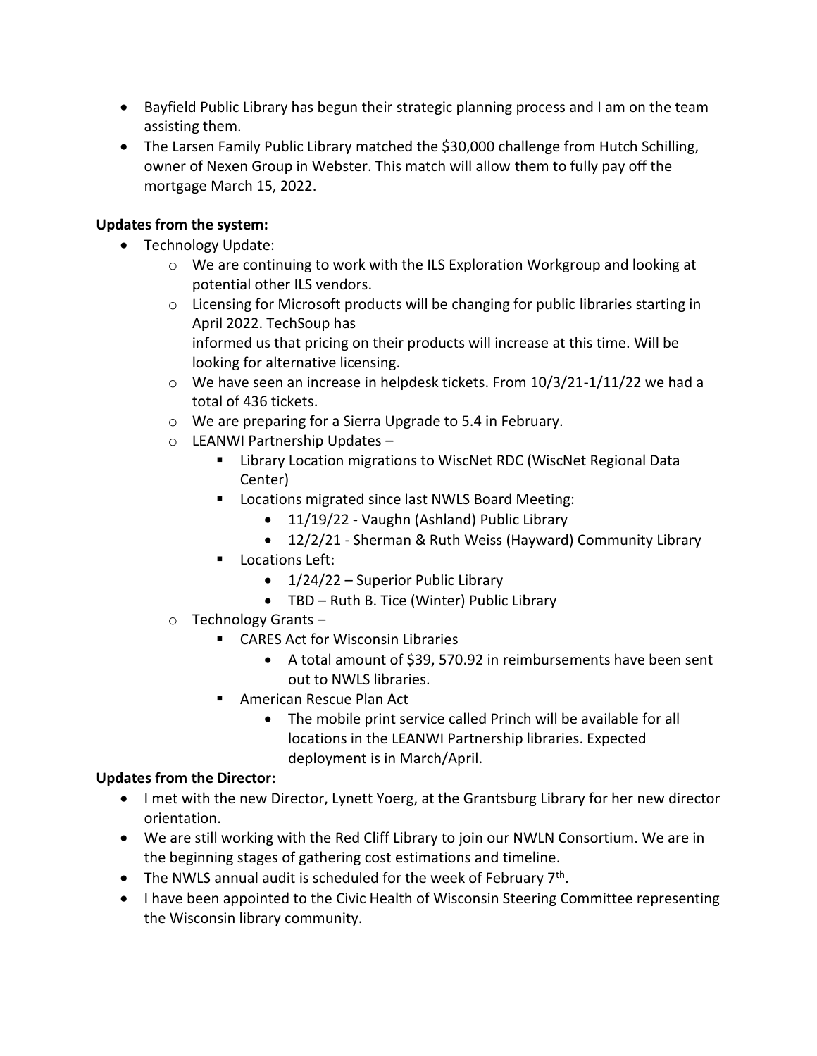- Bayfield Public Library has begun their strategic planning process and I am on the team assisting them.
- The Larsen Family Public Library matched the $30,000 challenge from Hutch Schilling, owner of Nexen Group in Webster. This match will allow them to fully pay off the mortgage March 15, 2022.

**Updates from the system:**

- Technology Update:
  - We are continuing to work with the ILS Exploration Workgroup and looking at potential other ILS vendors.
  - Licensing for Microsoft products will be changing for public libraries starting in April 2022. TechSoup has informed us that pricing on their products will increase at this time. Will be looking for alternative licensing.
  - We have seen an increase in helpdesk tickets. From 10/3/21-1/11/22 we had a total of 436 tickets.
  - We are preparing for a Sierra Upgrade to 5.4 in February.
  - LEANWI Partnership Updates –
    - Library Location migrations to WiscNet RDC (WiscNet Regional Data Center)
    - Locations migrated since last NWLS Board Meeting:
      - 11/19/22 - Vaughn (Ashland) Public Library
      - 12/2/21 - Sherman & Ruth Weiss (Hayward) Community Library
    - Locations Left:
      - 1/24/22 – Superior Public Library
      - TBD – Ruth B. Tice (Winter) Public Library
  - Technology Grants –
    - CARES Act for Wisconsin Libraries
      - A total amount of $39, 570.92 in reimbursements have been sent out to NWLS libraries.
    - American Rescue Plan Act
      - The mobile print service called Princh will be available for all locations in the LEANWI Partnership libraries. Expected deployment is in March/April.

**Updates from the Director:**

- I met with the new Director, Lynett Yoerg, at the Grantsburg Library for her new director orientation.
- We are still working with the Red Cliff Library to join our NWLN Consortium. We are in the beginning stages of gathering cost estimations and timeline.
- The NWLS annual audit is scheduled for the week of February 7th.
- I have been appointed to the Civic Health of Wisconsin Steering Committee representing the Wisconsin library community.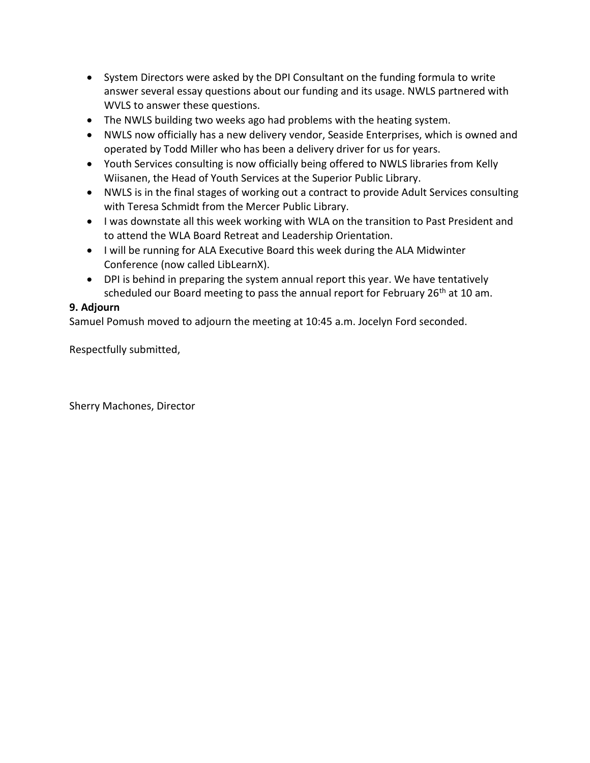- System Directors were asked by the DPI Consultant on the funding formula to write answer several essay questions about our funding and its usage. NWLS partnered with WVLS to answer these questions.
- The NWLS building two weeks ago had problems with the heating system.
- NWLS now officially has a new delivery vendor, Seaside Enterprises, which is owned and operated by Todd Miller who has been a delivery driver for us for years.
- Youth Services consulting is now officially being offered to NWLS libraries from Kelly Wiisanen, the Head of Youth Services at the Superior Public Library.
- NWLS is in the final stages of working out a contract to provide Adult Services consulting with Teresa Schmidt from the Mercer Public Library.
- I was downstate all this week working with WLA on the transition to Past President and to attend the WLA Board Retreat and Leadership Orientation.
- I will be running for ALA Executive Board this week during the ALA Midwinter Conference (now called LibLearnX).
- DPI is behind in preparing the system annual report this year. We have tentatively scheduled our Board meeting to pass the annual report for February 26th at 10 am.

**9. Adjourn**

Samuel Pomush moved to adjourn the meeting at 10:45 a.m. Jocelyn Ford seconded.

Respectfully submitted,

Sherry Machones, Director